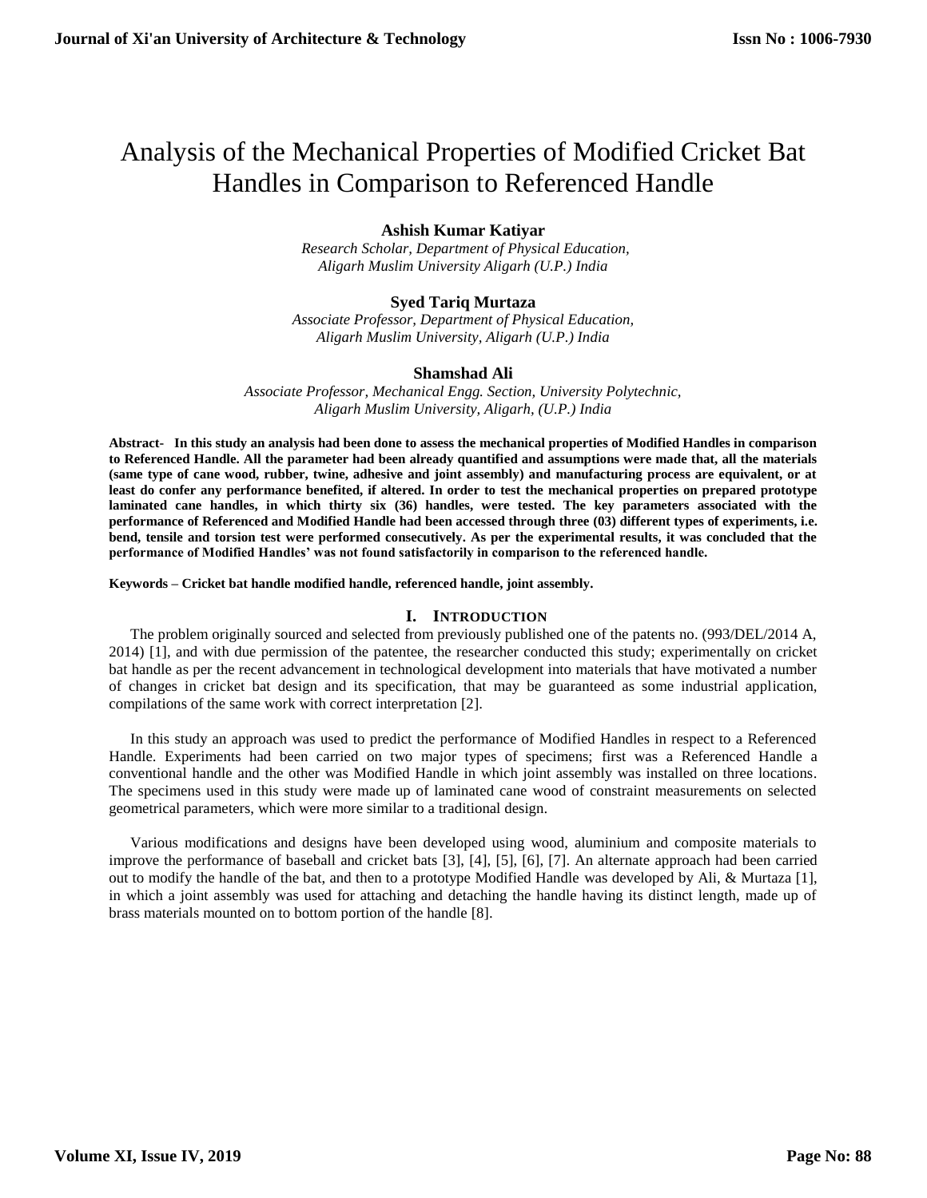# Analysis of the Mechanical Properties of Modified Cricket Bat Handles in Comparison to Referenced Handle

**Ashish Kumar Katiyar**

*Research Scholar, Department of Physical Education, Aligarh Muslim University Aligarh (U.P.) India*

**Syed Tariq Murtaza**

*Associate Professor, Department of Physical Education, Aligarh Muslim University, Aligarh (U.P.) India*

**Shamshad Ali**

*Associate Professor, Mechanical Engg. Section, University Polytechnic, Aligarh Muslim University, Aligarh, (U.P.) India*

**Abstract- In this study an analysis had been done to assess the mechanical properties of Modified Handles in comparison to Referenced Handle. All the parameter had been already quantified and assumptions were made that, all the materials (same type of cane wood, rubber, twine, adhesive and joint assembly) and manufacturing process are equivalent, or at least do confer any performance benefited, if altered. In order to test the mechanical properties on prepared prototype laminated cane handles, in which thirty six (36) handles, were tested. The key parameters associated with the performance of Referenced and Modified Handle had been accessed through three (03) different types of experiments, i.e. bend, tensile and torsion test were performed consecutively. As per the experimental results, it was concluded that the performance of Modified Handles' was not found satisfactorily in comparison to the referenced handle.**

**Keywords – Cricket bat handle modified handle, referenced handle, joint assembly.**

## I. INTRODUCTION

The problem originally sourced and selected from previously published one of the patents no. (993/DEL/2014 A, 2014) [1], and with due permission of the patentee, the researcher conducted this study; experimentally on cricket bat handle as per the recent advancement in technological development into materials that have motivated a number of changes in cricket bat design and its specification, that may be guaranteed as some industrial application, compilations of the same work with correct interpretation [2].

In this study an approach was used to predict the performance of Modified Handles in respect to a Referenced Handle. Experiments had been carried on two major types of specimens; first was a Referenced Handle a conventional handle and the other was Modified Handle in which joint assembly was installed on three locations. The specimens used in this study were made up of laminated cane wood of constraint measurements on selected geometrical parameters, which were more similar to a traditional design.

Various modifications and designs have been developed using wood, aluminium and composite materials to improve the performance of baseball and cricket bats [3], [4], [5], [6], [7]. An alternate approach had been carried out to modify the handle of the bat, and then to a prototype Modified Handle was developed by Ali, & Murtaza [1], in which a joint assembly was used for attaching and detaching the handle having its distinct length, made up of brass materials mounted on to bottom portion of the handle [8].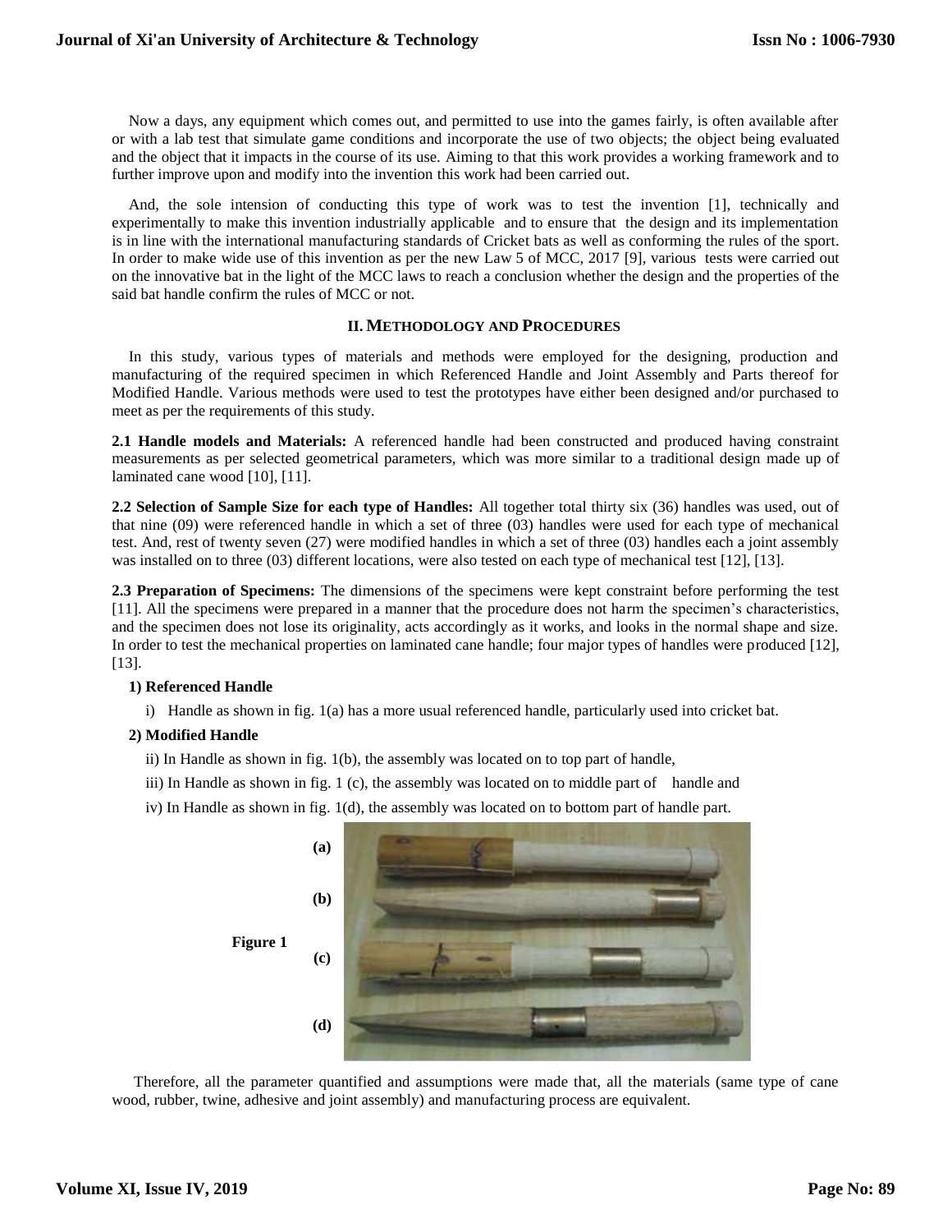Now a days, any equipment which comes out, and permitted to use into the games fairly, is often available after or with a lab test that simulate game conditions and incorporate the use of two objects; the object being evaluated and the object that it impacts in the course of its use. Aiming to that this work provides a working framework and to further improve upon and modify into the invention this work had been carried out.

And, the sole intension of conducting this type of work was to test the invention [1], technically and experimentally to make this invention industrially applicable and to ensure that the design and its implementation is in line with the international manufacturing standards of Cricket bats as well as conforming the rules of the sport. In order to make wide use of this invention as per the new Law 5 of MCC, 2017 [9], various tests were carried out on the innovative bat in the light of the MCC laws to reach a conclusion whether the design and the properties of the said bat handle confirm the rules of MCC or not.

## II. Methodology and Procedures

In this study, various types of materials and methods were employed for the designing, production and manufacturing of the required specimen in which Referenced Handle and Joint Assembly and Parts thereof for Modified Handle. Various methods were used to test the prototypes have either been designed and/or purchased to meet as per the requirements of this study.

**2.1 Handle models and Materials:** A referenced handle had been constructed and produced having constraint measurements as per selected geometrical parameters, which was more similar to a traditional design made up of laminated cane wood [10], [11].

**2.2 Selection of Sample Size for each type of Handles:** All together total thirty six (36) handles was used, out of that nine (09) were referenced handle in which a set of three (03) handles were used for each type of mechanical test. And, rest of twenty seven (27) were modified handles in which a set of three (03) handles each a joint assembly was installed on to three (03) different locations, were also tested on each type of mechanical test [12], [13].

**2.3 Preparation of Specimens:** The dimensions of the specimens were kept constraint before performing the test [11]. All the specimens were prepared in a manner that the procedure does not harm the specimen's characteristics, and the specimen does not lose its originality, acts accordingly as it works, and looks in the normal shape and size. In order to test the mechanical properties on laminated cane handle; four major types of handles were produced [12], [13].

**1) Referenced Handle**

i) Handle as shown in fig. 1(a) has a more usual referenced handle, particularly used into cricket bat.

**2) Modified Handle**

ii) In Handle as shown in fig. 1(b), the assembly was located on to top part of handle,

iii) In Handle as shown in fig. 1 (c), the assembly was located on to middle part of handle and

iv) In Handle as shown in fig. 1(d), the assembly was located on to bottom part of handle part.

**Figure 1** (a) (b) (c) (d)

Therefore, all the parameter quantified and assumptions were made that, all the materials (same type of cane wood, rubber, twine, adhesive and joint assembly) and manufacturing process are equivalent.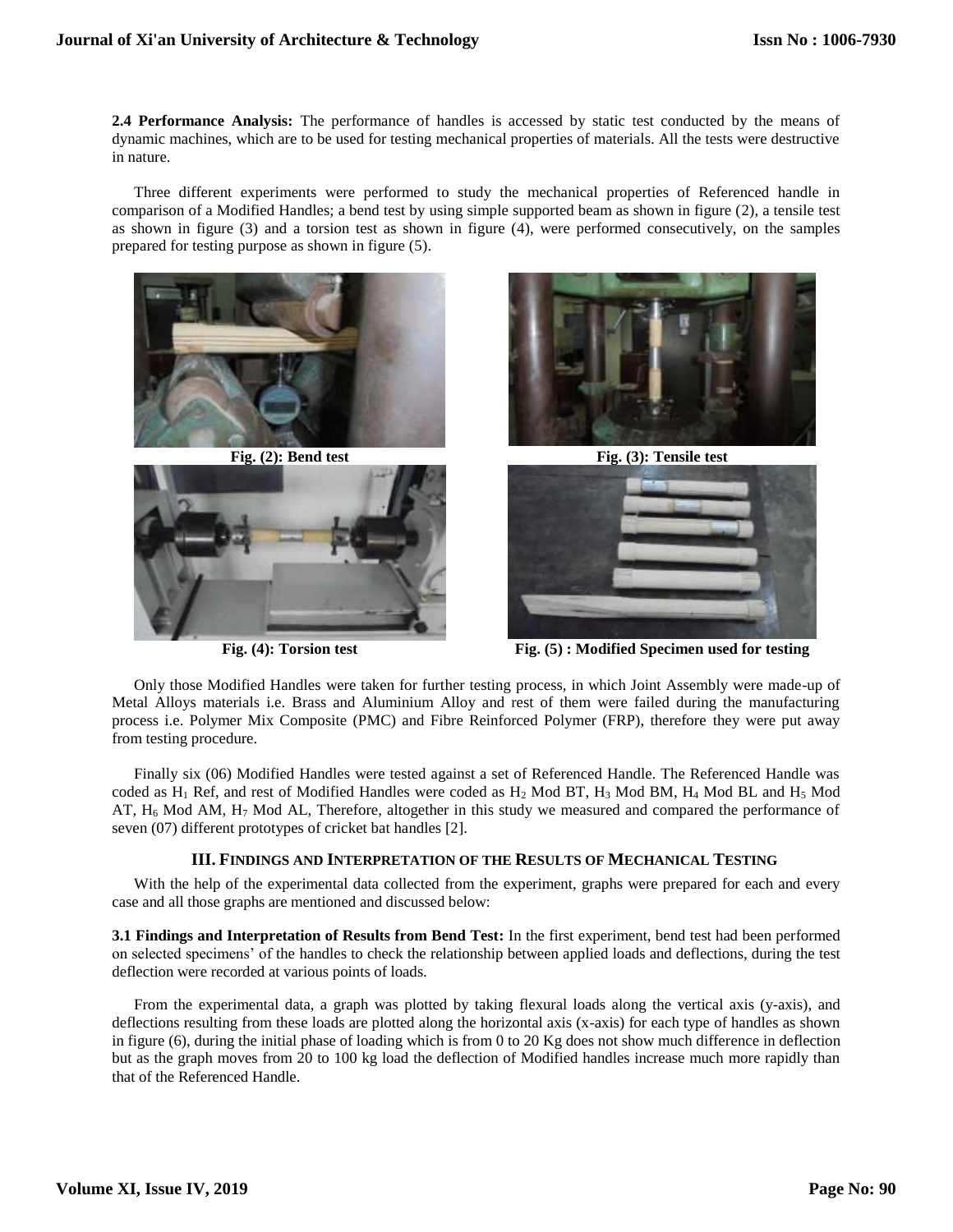**2.4 Performance Analysis:** The performance of handles is accessed by static test conducted by the means of dynamic machines, which are to be used for testing mechanical properties of materials. All the tests were destructive in nature.

Three different experiments were performed to study the mechanical properties of Referenced handle in comparison of a Modified Handles; a bend test by using simple supported beam as shown in figure (2), a tensile test as shown in figure (3) and a torsion test as shown in figure (4), were performed consecutively, on the samples prepared for testing purpose as shown in figure (5).

**Fig. (2): Bend test**

**Fig. (3): Tensile test**

**Fig. (4): Torsion test**

**Fig. (5) : Modified Specimen used for testing**

Only those Modified Handles were taken for further testing process, in which Joint Assembly were made-up of Metal Alloys materials i.e. Brass and Aluminium Alloy and rest of them were failed during the manufacturing process i.e. Polymer Mix Composite (PMC) and Fibre Reinforced Polymer (FRP), therefore they were put away from testing procedure.

Finally six (06) Modified Handles were tested against a set of Referenced Handle. The Referenced Handle was coded as $H_1$ Ref, and rest of Modified Handles were coded as $H_2$ Mod BT, $H_3$ Mod BM, $H_4$ Mod BL and $H_5$ Mod AT, $H_6$ Mod AM, $H_7$ Mod AL, Therefore, altogether in this study we measured and compared the performance of seven (07) different prototypes of cricket bat handles [2].

## III. Findings and Interpretation of the Results of Mechanical Testing

With the help of the experimental data collected from the experiment, graphs were prepared for each and every case and all those graphs are mentioned and discussed below:

**3.1 Findings and Interpretation of Results from Bend Test:** In the first experiment, bend test had been performed on selected specimens' of the handles to check the relationship between applied loads and deflections, during the test deflection were recorded at various points of loads.

From the experimental data, a graph was plotted by taking flexural loads along the vertical axis (y-axis), and deflections resulting from these loads are plotted along the horizontal axis (x-axis) for each type of handles as shown in figure (6), during the initial phase of loading which is from 0 to 20 Kg does not show much difference in deflection but as the graph moves from 20 to 100 kg load the deflection of Modified handles increase much more rapidly than that of the Referenced Handle.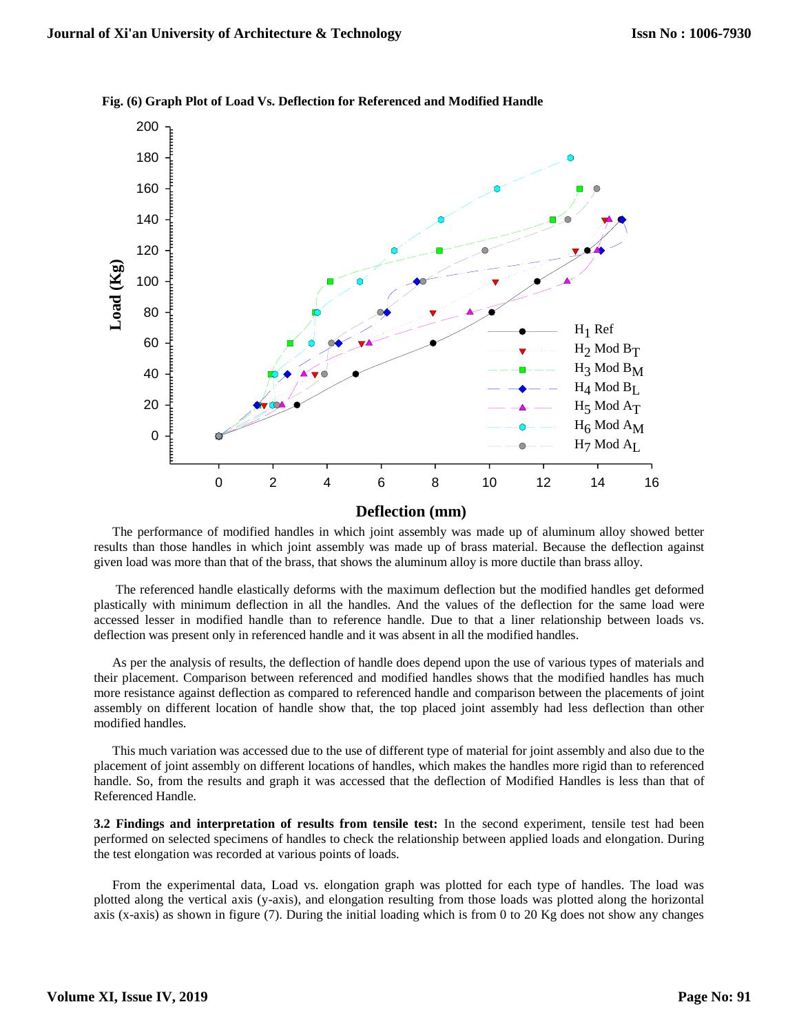**Fig. (6) Graph Plot of Load Vs. Deflection for Referenced and Modified Handle**

The performance of modified handles in which joint assembly was made up of aluminum alloy showed better results than those handles in which joint assembly was made up of brass material. Because the deflection against given load was more than that of the brass, that shows the aluminum alloy is more ductile than brass alloy.

The referenced handle elastically deforms with the maximum deflection but the modified handles get deformed plastically with minimum deflection in all the handles. And the values of the deflection for the same load were accessed lesser in modified handle than to reference handle. Due to that a liner relationship between loads vs. deflection was present only in referenced handle and it was absent in all the modified handles.

As per the analysis of results, the deflection of handle does depend upon the use of various types of materials and their placement. Comparison between referenced and modified handles shows that the modified handles has much more resistance against deflection as compared to referenced handle and comparison between the placements of joint assembly on different location of handle show that, the top placed joint assembly had less deflection than other modified handles.

This much variation was accessed due to the use of different type of material for joint assembly and also due to the placement of joint assembly on different locations of handles, which makes the handles more rigid than to referenced handle. So, from the results and graph it was accessed that the deflection of Modified Handles is less than that of Referenced Handle.

**3.2 Findings and interpretation of results from tensile test:** In the second experiment, tensile test had been performed on selected specimens of handles to check the relationship between applied loads and elongation. During the test elongation was recorded at various points of loads.

From the experimental data, Load vs. elongation graph was plotted for each type of handles. The load was plotted along the vertical axis (y-axis), and elongation resulting from those loads was plotted along the horizontal axis (x-axis) as shown in figure (7). During the initial loading which is from 0 to 20 Kg does not show any changes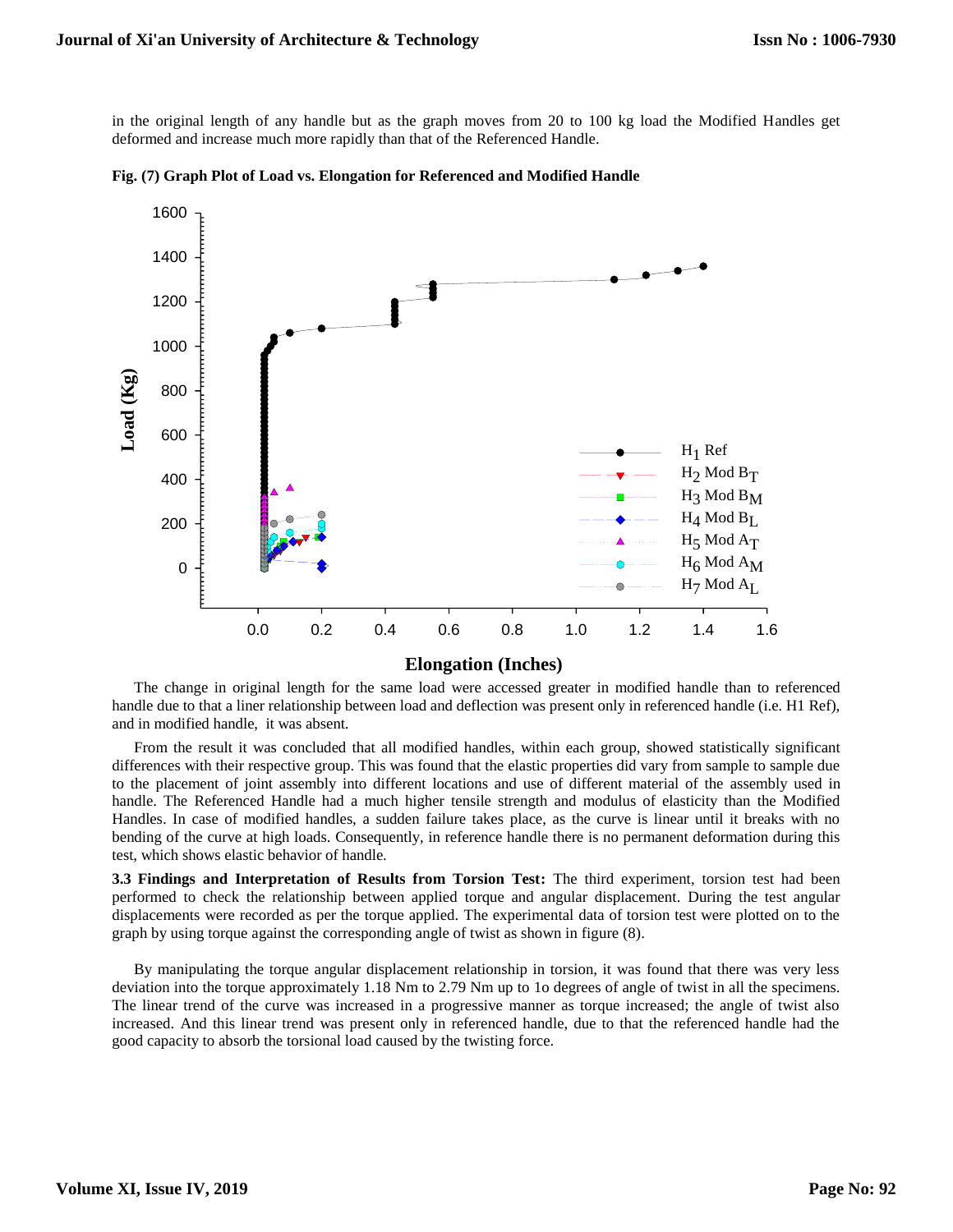in the original length of any handle but as the graph moves from 20 to 100 kg load the Modified Handles get deformed and increase much more rapidly than that of the Referenced Handle.

**Fig. (7) Graph Plot of Load vs. Elongation for Referenced and Modified Handle**

The change in original length for the same load were accessed greater in modified handle than to referenced handle due to that a liner relationship between load and deflection was present only in referenced handle (i.e. H1 Ref), and in modified handle, it was absent.

From the result it was concluded that all modified handles, within each group, showed statistically significant differences with their respective group. This was found that the elastic properties did vary from sample to sample due to the placement of joint assembly into different locations and use of different material of the assembly used in handle. The Referenced Handle had a much higher tensile strength and modulus of elasticity than the Modified Handles. In case of modified handles, a sudden failure takes place, as the curve is linear until it breaks with no bending of the curve at high loads. Consequently, in reference handle there is no permanent deformation during this test, which shows elastic behavior of handle.

**3.3 Findings and Interpretation of Results from Torsion Test:** The third experiment, torsion test had been performed to check the relationship between applied torque and angular displacement. During the test angular displacements were recorded as per the torque applied. The experimental data of torsion test were plotted on to the graph by using torque against the corresponding angle of twist as shown in figure (8).

By manipulating the torque angular displacement relationship in torsion, it was found that there was very less deviation into the torque approximately 1.18 Nm to 2.79 Nm up to 1o degrees of angle of twist in all the specimens. The linear trend of the curve was increased in a progressive manner as torque increased; the angle of twist also increased. And this linear trend was present only in referenced handle, due to that the referenced handle had the good capacity to absorb the torsional load caused by the twisting force.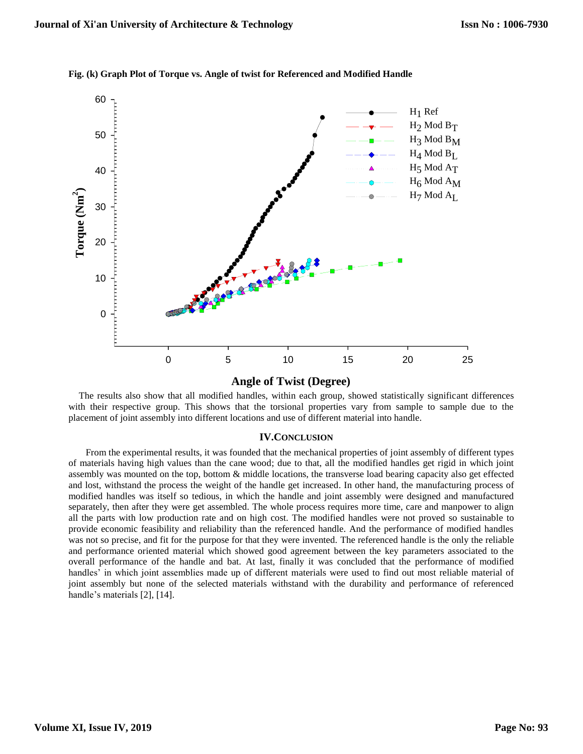**Fig. (k) Graph Plot of Torque vs. Angle of twist for Referenced and Modified Handle**

The results also show that all modified handles, within each group, showed statistically significant differences with their respective group. This shows that the torsional properties vary from sample to sample due to the placement of joint assembly into different locations and use of different material into handle.

## IV. Conclusion

From the experimental results, it was founded that the mechanical properties of joint assembly of different types of materials having high values than the cane wood; due to that, all the modified handles get rigid in which joint assembly was mounted on the top, bottom & middle locations, the transverse load bearing capacity also get effected and lost, withstand the process the weight of the handle get increased. In other hand, the manufacturing process of modified handles was itself so tedious, in which the handle and joint assembly were designed and manufactured separately, then after they were get assembled. The whole process requires more time, care and manpower to align all the parts with low production rate and on high cost. The modified handles were not proved so sustainable to provide economic feasibility and reliability than the referenced handle. And the performance of modified handles was not so precise, and fit for the purpose for that they were invented. The referenced handle is the only the reliable and performance oriented material which showed good agreement between the key parameters associated to the overall performance of the handle and bat. At last, finally it was concluded that the performance of modified handles' in which joint assemblies made up of different materials were used to find out most reliable material of joint assembly but none of the selected materials withstand with the durability and performance of referenced handle's materials [2], [14].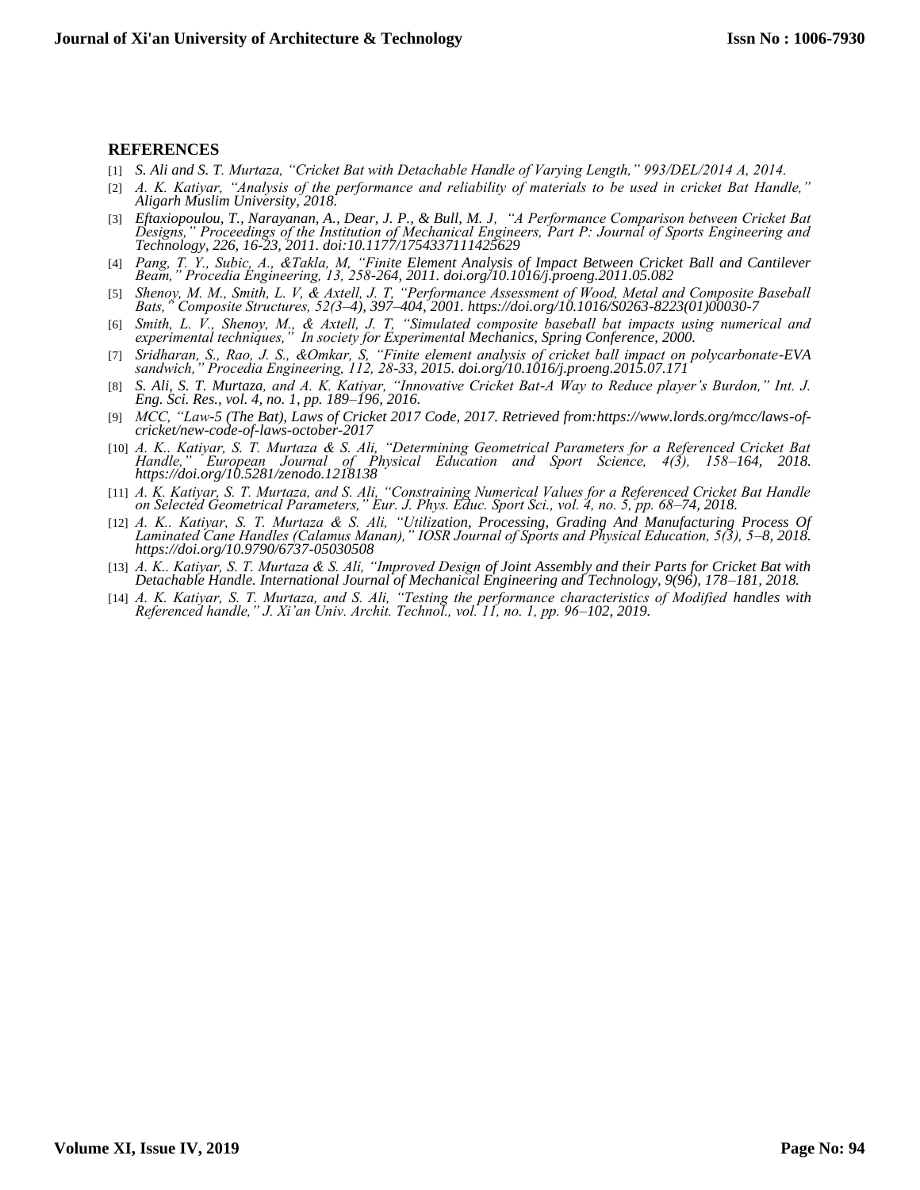## REFERENCES

[1] *S. Ali and S. T. Murtaza, "Cricket Bat with Detachable Handle of Varying Length," 993/DEL/2014 A, 2014.*

[2] *A. K. Katiyar, "Analysis of the performance and reliability of materials to be used in cricket Bat Handle," Aligarh Muslim University, 2018.*

[3] *Eftaxiopoulou, T., Narayanan, A., Dear, J. P., & Bull, M. J, "A Performance Comparison between Cricket Bat Designs," Proceedings of the Institution of Mechanical Engineers, Part P: Journal of Sports Engineering and Technology, 226, 16-23, 2011. doi:10.1177/1754337111425629*

[4] *Pang, T. Y., Subic, A., &Takla, M, "Finite Element Analysis of Impact Between Cricket Ball and Cantilever Beam," Procedia Engineering, 13, 258-264, 2011. doi.org/10.1016/j.proeng.2011.05.082*

[5] *Shenoy, M. M., Smith, L. V, & Axtell, J. T, "Performance Assessment of Wood, Metal and Composite Baseball Bats," Composite Structures, 52(3–4), 397–404, 2001. https://doi.org/10.1016/S0263-8223(01)00030-7*

[6] *Smith, L. V., Shenoy, M., & Axtell, J. T, "Simulated composite baseball bat impacts using numerical and experimental techniques," In society for Experimental Mechanics, Spring Conference, 2000.*

[7] *Sridharan, S., Rao, J. S., &Omkar, S, "Finite element analysis of cricket ball impact on polycarbonate-EVA sandwich," Procedia Engineering, 112, 28-33, 2015. doi.org/10.1016/j.proeng.2015.07.171*

[8] *S. Ali, S. T. Murtaza, and A. K. Katiyar, "Innovative Cricket Bat-A Way to Reduce player's Burdon," Int. J. Eng. Sci. Res., vol. 4, no. 1, pp. 189–196, 2016.*

[9] *MCC, "Law-5 (The Bat), Laws of Cricket 2017 Code, 2017. Retrieved from:https://www.lords.org/mcc/laws-of-cricket/new-code-of-laws-october-2017*

[10] *A. K.. Katiyar, S. T. Murtaza & S. Ali, "Determining Geometrical Parameters for a Referenced Cricket Bat Handle," European Journal of Physical Education and Sport Science, 4(3), 158–164, 2018. https://doi.org/10.5281/zenodo.1218138*

[11] *A. K. Katiyar, S. T. Murtaza, and S. Ali, "Constraining Numerical Values for a Referenced Cricket Bat Handle on Selected Geometrical Parameters," Eur. J. Phys. Educ. Sport Sci., vol. 4, no. 5, pp. 68–74, 2018.*

[12] *A. K.. Katiyar, S. T. Murtaza & S. Ali, "Utilization, Processing, Grading And Manufacturing Process Of Laminated Cane Handles (Calamus Manan)," IOSR Journal of Sports and Physical Education, 5(3), 5–8, 2018. https://doi.org/10.9790/6737-05030508*

[13] *A. K.. Katiyar, S. T. Murtaza & S. Ali, "Improved Design of Joint Assembly and their Parts for Cricket Bat with Detachable Handle. International Journal of Mechanical Engineering and Technology, 9(96), 178–181, 2018.*

[14] *A. K. Katiyar, S. T. Murtaza, and S. Ali, "Testing the performance characteristics of Modified handles with Referenced handle," J. Xi'an Univ. Archit. Technol., vol. 11, no. 1, pp. 96–102, 2019.*